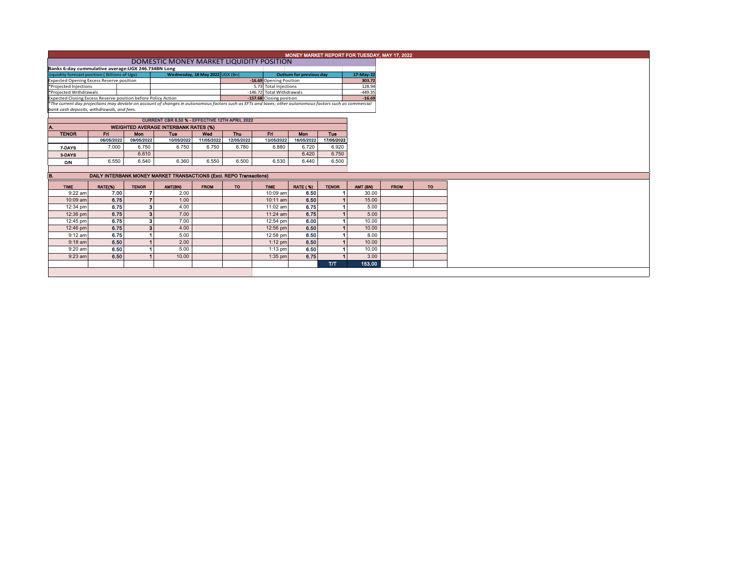# MONEY MARKET REPORT FOR TUESDAY, MAY 17, 2022

## DOMESTIC MONEY MARKET LIQUIDITY POSITION

**Banks 6-day cummulative average:UGX 246.734BN Long**

| Liquidity forecast position ( Billions of Ugx) | Wednesday, 18 May 2022 UGX (Bn) | | Outturn for previous day | 17-May-22 |
|---|---|---|---|---|
| Expected Opening Excess Reserve position | -16.69 | | Opening Position | 303.72 |
| *Projected Injections | 5.73 | | Total Injections | 128.94 |
| *Projected Withdrawals | -146.72 | | Total Withdrawals | -449.35 |
| Expected Closing Excess Reserve position before Policy Action | -157.68 | | Closing position | -16.69 |

*The current day projections may deviate on account of changes in autonomous factors such as EFTs and taxes; other autonomous factors such as commercial bank cash deposits, withdrawals, and fees.

**CURRENT CBR 6.50 % - EFFECTIVE 12TH APRIL 2022**

### A. WEIGHTED AVERAGE INTERBANK RATES (%)

| TENOR | Fri 06/05/2022 | Mon 09/05/2022 | Tue 10/05/2022 | Wed 11/05/2022 | Thu 12/05/2022 | Fri 13/05/2022 | Mon 16/05/2022 | Tue 17/05/2022 |
|---|---|---|---|---|---|---|---|---|
| 7-DAYS | 7.000 | 6.750 | 6.750 | 6.750 | 6.780 | 6.880 | 6.720 | 6.920 |
| 3-DAYS | | 6.610 | | | | | 6.420 | 6.750 |
| O/N | 6.550 | 6.540 | 6.360 | 6.550 | 6.500 | 6.530 | 6.440 | 6.500 |

### B. DAILY INTERBANK MONEY MARKET TRANSACTIONS (Excl. REPO Transactions)

| TIME | RATE(%) | TENOR | AMT(BN) | FROM | TO | TIME | RATE ( %) | TENOR | AMT (BN) | FROM | TO |
|---|---|---|---|---|---|---|---|---|---|---|---|
| 9:22 am | 7.00 | 7 | 2.00 | | | 10:09 am | 6.50 | 1 | 30.00 | | |
| 10:09 am | 6.75 | 7 | 1.00 | | | 10:11 am | 6.50 | 1 | 15.00 | | |
| 12:34 pm | 6.75 | 3 | 4.00 | | | 11:02 am | 6.75 | 1 | 5.00 | | |
| 12:36 pm | 6.75 | 3 | 7.00 | | | 11:24 am | 6.75 | 1 | 5.00 | | |
| 12:45 pm | 6.75 | 3 | 7.00 | | | 12:54 pm | 6.00 | 1 | 10.00 | | |
| 12:46 pm | 6.75 | 3 | 4.00 | | | 12:56 pm | 6.50 | 1 | 10.00 | | |
| 9:12 am | 6.75 | 1 | 5.00 | | | 12:58 pm | 6.50 | 1 | 8.00 | | |
| 9:18 am | 6.50 | 1 | 2.00 | | | 1:12 pm | 6.50 | 1 | 10.00 | | |
| 9:20 am | 6.50 | 1 | 5.00 | | | 1:13 pm | 6.50 | 1 | 10.00 | | |
| 9:23 am | 6.50 | 1 | 10.00 | | | 1:35 pm | 6.75 | 1 | 3.00 | | |
| | | | | | | | | T/T | 153.00 | | |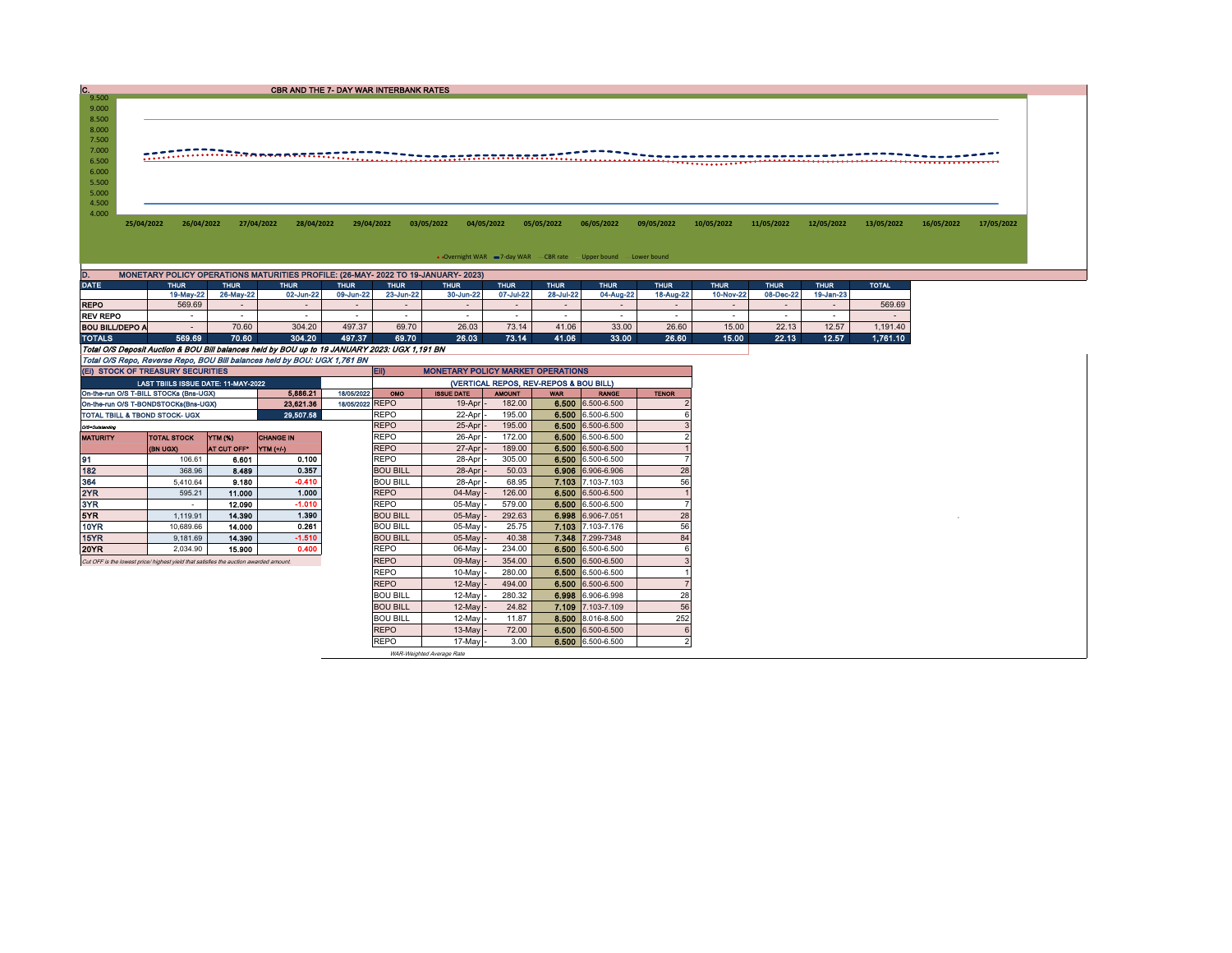## C. CBR AND THE 7- DAY WAR INTERBANK RATES

9.500
9.000
8.500
8.000
7.500
7.000
6.500
6.000
5.500
5.000
4.500
4.000

25/04/2022 26/04/2022 27/04/2022 28/04/2022 29/04/2022 03/05/2022 04/05/2022 05/05/2022 06/05/2022 09/05/2022 10/05/2022 11/05/2022 12/05/2022 13/05/2022 16/05/2022 17/05/2022

Overnight WAR — 7-day WAR — CBR rate — Upper bound — Lower bound

## D. MONETARY POLICY OPERATIONS MATURITIES PROFILE: (26-MAY- 2022 TO 19-JANUARY- 2023)

| DATE | THUR | THUR | THUR | THUR | THUR | THUR | THUR | THUR | THUR | THUR | THUR | THUR | THUR | TOTAL |
|---|---|---|---|---|---|---|---|---|---|---|---|---|---|---|
| | 19-May-22 | 26-May-22 | 02-Jun-22 | 09-Jun-22 | 23-Jun-22 | 30-Jun-22 | 07-Jul-22 | 28-Jul-22 | 04-Aug-22 | 18-Aug-22 | 10-Nov-22 | 08-Dec-22 | 19-Jan-23 | |
| REPO | 569.69 | - | - | - | - | - | - | - | - | - | - | - | - | 569.69 |
| REV REPO | - | - | - | - | - | - | - | - | - | - | - | - | - | - |
| BOU BILL/DEPO A | - | 70.60 | 304.20 | 497.37 | 69.70 | 26.03 | 73.14 | 41.06 | 33.00 | 26.60 | 15.00 | 22.13 | 12.57 | 1,191.40 |
| TOTALS | 569.69 | 70.60 | 304.20 | 497.37 | 69.70 | 26.03 | 73.14 | 41.06 | 33.00 | 26.60 | 15.00 | 22.13 | 12.57 | 1,761.10 |

*Total O/S Deposit Auction & BOU Bill balances held by BOU up to 19 JANUARY 2023: UGX 1,191 BN*

*Total O/S Repo, Reverse Repo, BOU Bill balances held by BOU: UGX 1,761 BN*

## (EI) STOCK OF TREASURY SECURITIES

| LAST TBIILS ISSUE DATE: 11-MAY-2022 | | |
|---|---|---|
| On-the-run O/S T-BILL STOCKs (Bns-UGX) | 5,886.21 | 18/05/2022 |
| On-the-run O/S T-BONDSTOCKs(Bns-UGX) | 23,621.36 | 18/05/2022 |
| TOTAL TBILL & TBOND STOCK- UGX | 29,507.58 | |

*O/S=Outstanding*

| MATURITY | TOTAL STOCK (BN UGX) | YTM (%) AT CUT OFF* | CHANGE IN YTM (+/-) |
|---|---|---|---|
| 91 | 106.61 | 6.601 | 0.100 |
| 182 | 368.96 | 8.489 | 0.357 |
| 364 | 5,410.64 | 9.180 | -0.410 |
| 2YR | 595.21 | 11.000 | 1.000 |
| 3YR | - | 12.090 | -1.010 |
| 5YR | 1,119.91 | 14.390 | 1.390 |
| 10YR | 10,689.66 | 14.000 | 0.261 |
| 15YR | 9,181.69 | 14.390 | -1.510 |
| 20YR | 2,034.90 | 15.900 | 0.400 |

*Cut OFF is the lowest price/ highest yield that satisfies the auction awarded amount.*

## EII) MONETARY POLICY MARKET OPERATIONS

(VERTICAL REPOS, REV-REPOS & BOU BILL)

| OMO | ISSUE DATE | AMOUNT | WAR | RANGE | TENOR |
|---|---|---|---|---|---|
| REPO | 19-Apr - | 182.00 | 6.500 | 6.500-6.500 | 2 |
| REPO | 22-Apr - | 195.00 | 6.500 | 6.500-6.500 | 6 |
| REPO | 25-Apr - | 195.00 | 6.500 | 6.500-6.500 | 3 |
| REPO | 26-Apr - | 172.00 | 6.500 | 6.500-6.500 | 2 |
| REPO | 27-Apr - | 189.00 | 6.500 | 6.500-6.500 | 1 |
| REPO | 28-Apr - | 305.00 | 6.500 | 6.500-6.500 | 7 |
| BOU BILL | 28-Apr - | 50.03 | 6.906 | 6.906-6.906 | 28 |
| BOU BILL | 28-Apr - | 68.95 | 7.103 | 7.103-7.103 | 56 |
| REPO | 04-May - | 126.00 | 6.500 | 6.500-6.500 | 1 |
| REPO | 05-May - | 579.00 | 6.500 | 6.500-6.500 | 7 |
| BOU BILL | 05-May - | 292.63 | 6.998 | 6.906-7.051 | 28 |
| BOU BILL | 05-May - | 25.75 | 7.103 | 7.103-7.176 | 56 |
| BOU BILL | 05-May - | 40.38 | 7.348 | 7.299-7348 | 84 |
| REPO | 06-May - | 234.00 | 6.500 | 6.500-6.500 | 6 |
| REPO | 09-May - | 354.00 | 6.500 | 6.500-6.500 | 3 |
| REPO | 10-May - | 280.00 | 6.500 | 6.500-6.500 | 1 |
| REPO | 12-May - | 494.00 | 6.500 | 6.500-6.500 | 7 |
| BOU BILL | 12-May - | 280.32 | 6.998 | 6.906-6.998 | 28 |
| BOU BILL | 12-May - | 24.82 | 7.109 | 7.103-7.109 | 56 |
| BOU BILL | 12-May - | 11.87 | 8.500 | 8.016-8.500 | 252 |
| REPO | 13-May - | 72.00 | 6.500 | 6.500-6.500 | 6 |
| REPO | 17-May - | 3.00 | 6.500 | 6.500-6.500 | 2 |

*WAR-Weighted Average Rate*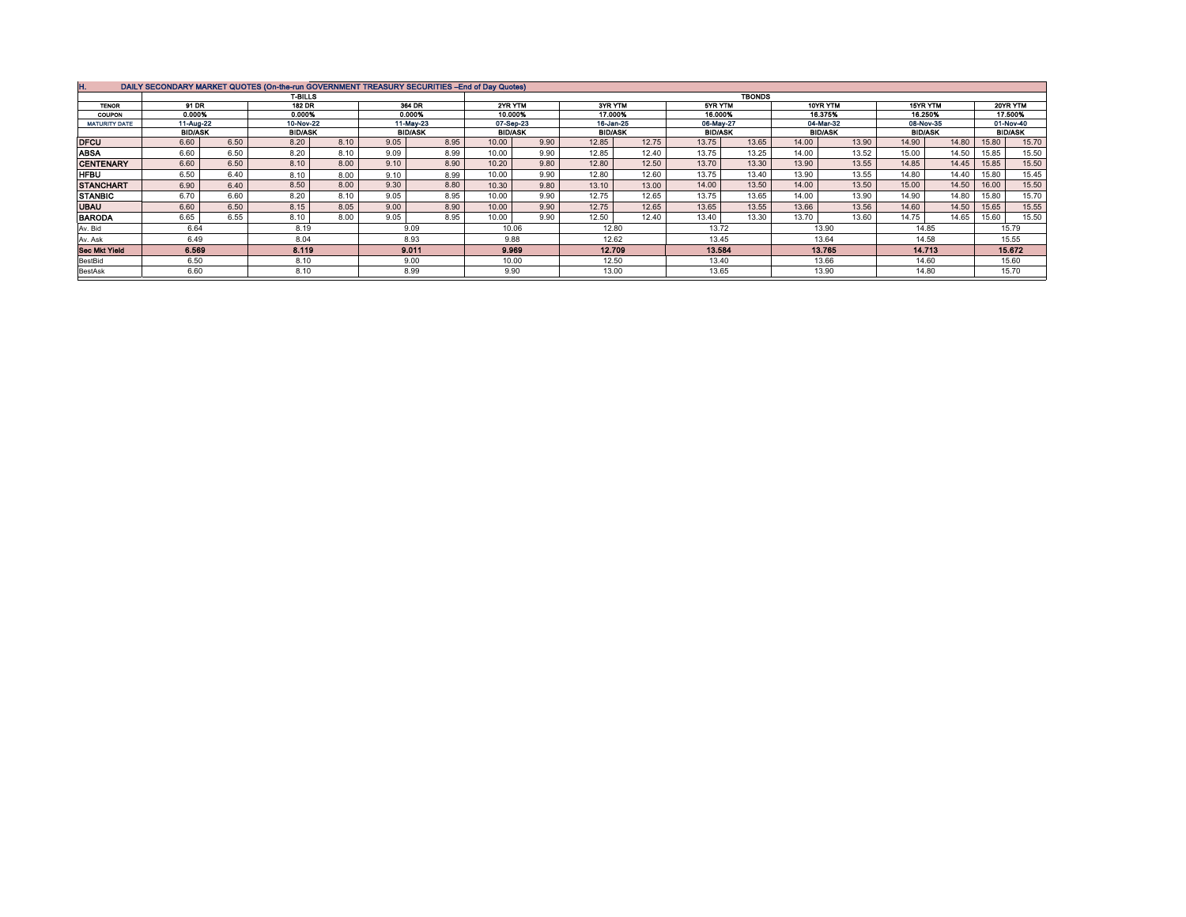**H. DAILY SECONDARY MARKET QUOTES (On-the-run GOVERNMENT TREASURY SECURITIES –End of Day Quotes)**

| | T-BILLS | | | | | | TBONDS | | | | | | | | | | | |
|---|---|---|---|---|---|---|---|---|---|---|---|---|---|---|---|---|---|---|
| TENOR | 91 DR | | 182 DR | | 364 DR | | 2YR YTM | | 3YR YTM | | 5YR YTM | | 10YR YTM | | 15YR YTM | | 20YR YTM | |
| COUPON | 0.000% | | 0.000% | | 0.000% | | 10.000% | | 17.000% | | 16.000% | | 16.375% | | 16.250% | | 17.500% | |
| MATURITY DATE | 11-Aug-22 | | 10-Nov-22 | | 11-May-23 | | 07-Sep-23 | | 16-Jan-25 | | 06-May-27 | | 04-Mar-32 | | 08-Nov-35 | | 01-Nov-40 | |
| | BID/ASK | | BID/ASK | | BID/ASK | | BID/ASK | | BID/ASK | | BID/ASK | | BID/ASK | | BID/ASK | | BID/ASK | |
| DFCU | 6.60 | 6.50 | 8.20 | 8.10 | 9.05 | 8.95 | 10.00 | 9.90 | 12.85 | 12.75 | 13.75 | 13.65 | 14.00 | 13.90 | 14.90 | 14.80 | 15.80 | 15.70 |
| ABSA | 6.60 | 6.50 | 8.20 | 8.10 | 9.09 | 8.99 | 10.00 | 9.90 | 12.85 | 12.40 | 13.75 | 13.25 | 14.00 | 13.52 | 15.00 | 14.50 | 15.85 | 15.50 |
| CENTENARY | 6.60 | 6.50 | 8.10 | 8.00 | 9.10 | 8.90 | 10.20 | 9.80 | 12.80 | 12.50 | 13.70 | 13.30 | 13.90 | 13.55 | 14.85 | 14.45 | 15.85 | 15.50 |
| HFBU | 6.50 | 6.40 | 8.10 | 8.00 | 9.10 | 8.99 | 10.00 | 9.90 | 12.80 | 12.60 | 13.75 | 13.40 | 13.90 | 13.55 | 14.80 | 14.40 | 15.80 | 15.45 |
| STANCHART | 6.90 | 6.40 | 8.50 | 8.00 | 9.30 | 8.80 | 10.30 | 9.80 | 13.10 | 13.00 | 14.00 | 13.50 | 14.00 | 13.50 | 15.00 | 14.50 | 16.00 | 15.50 |
| STANBIC | 6.70 | 6.60 | 8.20 | 8.10 | 9.05 | 8.95 | 10.00 | 9.90 | 12.75 | 12.65 | 13.75 | 13.65 | 14.00 | 13.90 | 14.90 | 14.80 | 15.80 | 15.70 |
| UBAU | 6.60 | 6.50 | 8.15 | 8.05 | 9.00 | 8.90 | 10.00 | 9.90 | 12.75 | 12.65 | 13.65 | 13.55 | 13.66 | 13.56 | 14.60 | 14.50 | 15.65 | 15.55 |
| BARODA | 6.65 | 6.55 | 8.10 | 8.00 | 9.05 | 8.95 | 10.00 | 9.90 | 12.50 | 12.40 | 13.40 | 13.30 | 13.70 | 13.60 | 14.75 | 14.65 | 15.60 | 15.50 |
| Av. Bid | 6.64 | | 8.19 | | 9.09 | | 10.06 | | 12.80 | | 13.72 | | 13.90 | | 14.85 | | 15.79 | |
| Av. Ask | 6.49 | | 8.04 | | 8.93 | | 9.88 | | 12.62 | | 13.45 | | 13.64 | | 14.58 | | 15.55 | |
| **Sec Mkt Yield** | **6.569** | | **8.119** | | **9.011** | | **9.969** | | **12.709** | | **13.584** | | **13.765** | | **14.713** | | **15.672** | |
| BestBid | 6.50 | | 8.10 | | 9.00 | | 10.00 | | 12.50 | | 13.40 | | 13.66 | | 14.60 | | 15.60 | |
| BestAsk | 6.60 | | 8.10 | | 8.99 | | 9.90 | | 13.00 | | 13.65 | | 13.90 | | 14.80 | | 15.70 | |